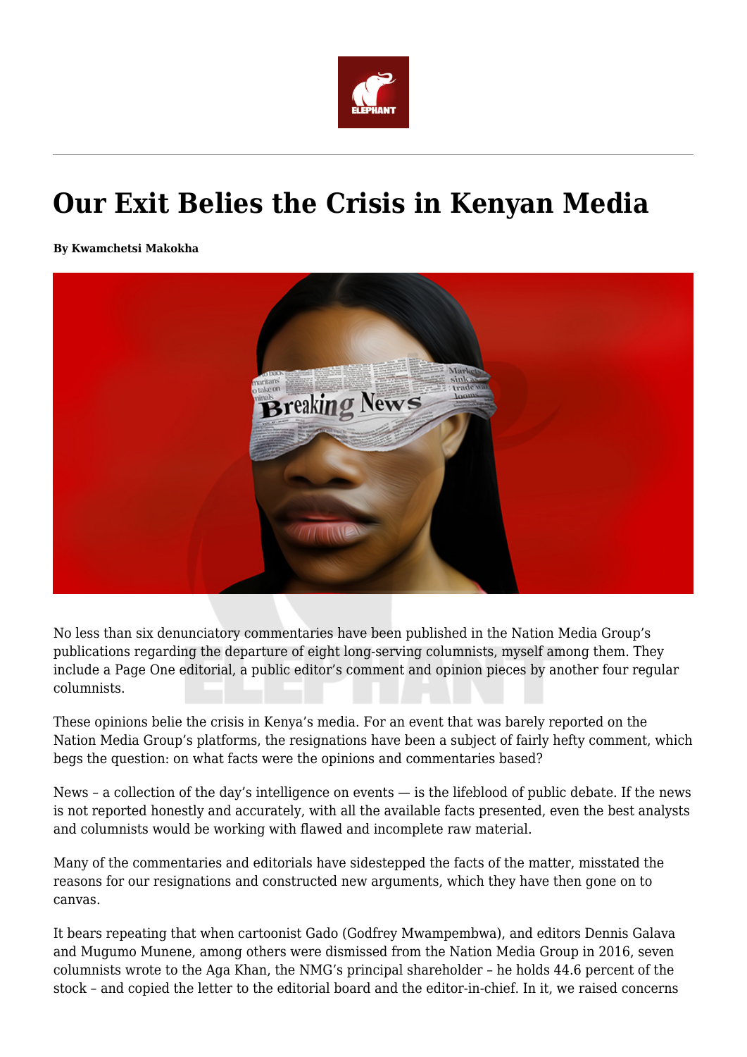# Our Exit Belies the Crisis in Kenyan Media

**By Kwamchetsi Makokha**

No less than six denunciatory commentaries have been published in the Nation Media Group's publications regarding the departure of eight long-serving columnists, myself among them. They include a Page One editorial, a public editor's comment and opinion pieces by another four regular columnists.

These opinions belie the crisis in Kenya's media. For an event that was barely reported on the Nation Media Group's platforms, the resignations have been a subject of fairly hefty comment, which begs the question: on what facts were the opinions and commentaries based?

News – a collection of the day's intelligence on events — is the lifeblood of public debate. If the news is not reported honestly and accurately, with all the available facts presented, even the best analysts and columnists would be working with flawed and incomplete raw material.

Many of the commentaries and editorials have sidestepped the facts of the matter, misstated the reasons for our resignations and constructed new arguments, which they have then gone on to canvas.

It bears repeating that when cartoonist Gado (Godfrey Mwampembwa), and editors Dennis Galava and Mugumo Munene, among others were dismissed from the Nation Media Group in 2016, seven columnists wrote to the Aga Khan, the NMG's principal shareholder – he holds 44.6 percent of the stock – and copied the letter to the editorial board and the editor-in-chief. In it, we raised concerns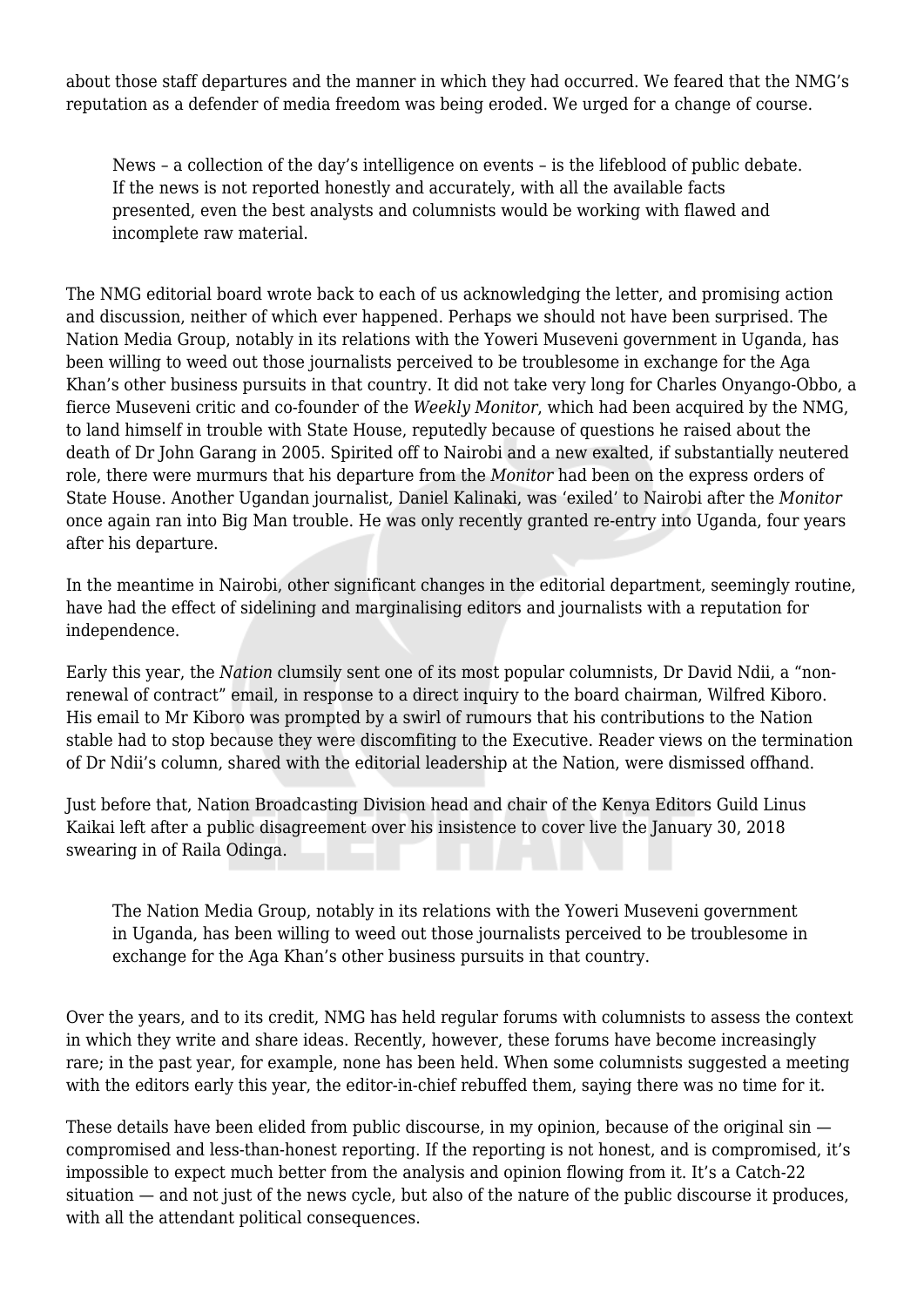about those staff departures and the manner in which they had occurred. We feared that the NMG's reputation as a defender of media freedom was being eroded. We urged for a change of course.

> News – a collection of the day's intelligence on events – is the lifeblood of public debate. If the news is not reported honestly and accurately, with all the available facts presented, even the best analysts and columnists would be working with flawed and incomplete raw material.

The NMG editorial board wrote back to each of us acknowledging the letter, and promising action and discussion, neither of which ever happened. Perhaps we should not have been surprised. The Nation Media Group, notably in its relations with the Yoweri Museveni government in Uganda, has been willing to weed out those journalists perceived to be troublesome in exchange for the Aga Khan's other business pursuits in that country. It did not take very long for Charles Onyango-Obbo, a fierce Museveni critic and co-founder of the *Weekly Monitor*, which had been acquired by the NMG, to land himself in trouble with State House, reputedly because of questions he raised about the death of Dr John Garang in 2005. Spirited off to Nairobi and a new exalted, if substantially neutered role, there were murmurs that his departure from the *Monitor* had been on the express orders of State House. Another Ugandan journalist, Daniel Kalinaki, was 'exiled' to Nairobi after the *Monitor* once again ran into Big Man trouble. He was only recently granted re-entry into Uganda, four years after his departure.

In the meantime in Nairobi, other significant changes in the editorial department, seemingly routine, have had the effect of sidelining and marginalising editors and journalists with a reputation for independence.

Early this year, the *Nation* clumsily sent one of its most popular columnists, Dr David Ndii, a "non-renewal of contract" email, in response to a direct inquiry to the board chairman, Wilfred Kiboro. His email to Mr Kiboro was prompted by a swirl of rumours that his contributions to the Nation stable had to stop because they were discomfiting to the Executive. Reader views on the termination of Dr Ndii's column, shared with the editorial leadership at the Nation, were dismissed offhand.

Just before that, Nation Broadcasting Division head and chair of the Kenya Editors Guild Linus Kaikai left after a public disagreement over his insistence to cover live the January 30, 2018 swearing in of Raila Odinga.

> The Nation Media Group, notably in its relations with the Yoweri Museveni government in Uganda, has been willing to weed out those journalists perceived to be troublesome in exchange for the Aga Khan's other business pursuits in that country.

Over the years, and to its credit, NMG has held regular forums with columnists to assess the context in which they write and share ideas. Recently, however, these forums have become increasingly rare; in the past year, for example, none has been held. When some columnists suggested a meeting with the editors early this year, the editor-in-chief rebuffed them, saying there was no time for it.

These details have been elided from public discourse, in my opinion, because of the original sin — compromised and less-than-honest reporting. If the reporting is not honest, and is compromised, it's impossible to expect much better from the analysis and opinion flowing from it. It's a Catch-22 situation — and not just of the news cycle, but also of the nature of the public discourse it produces, with all the attendant political consequences.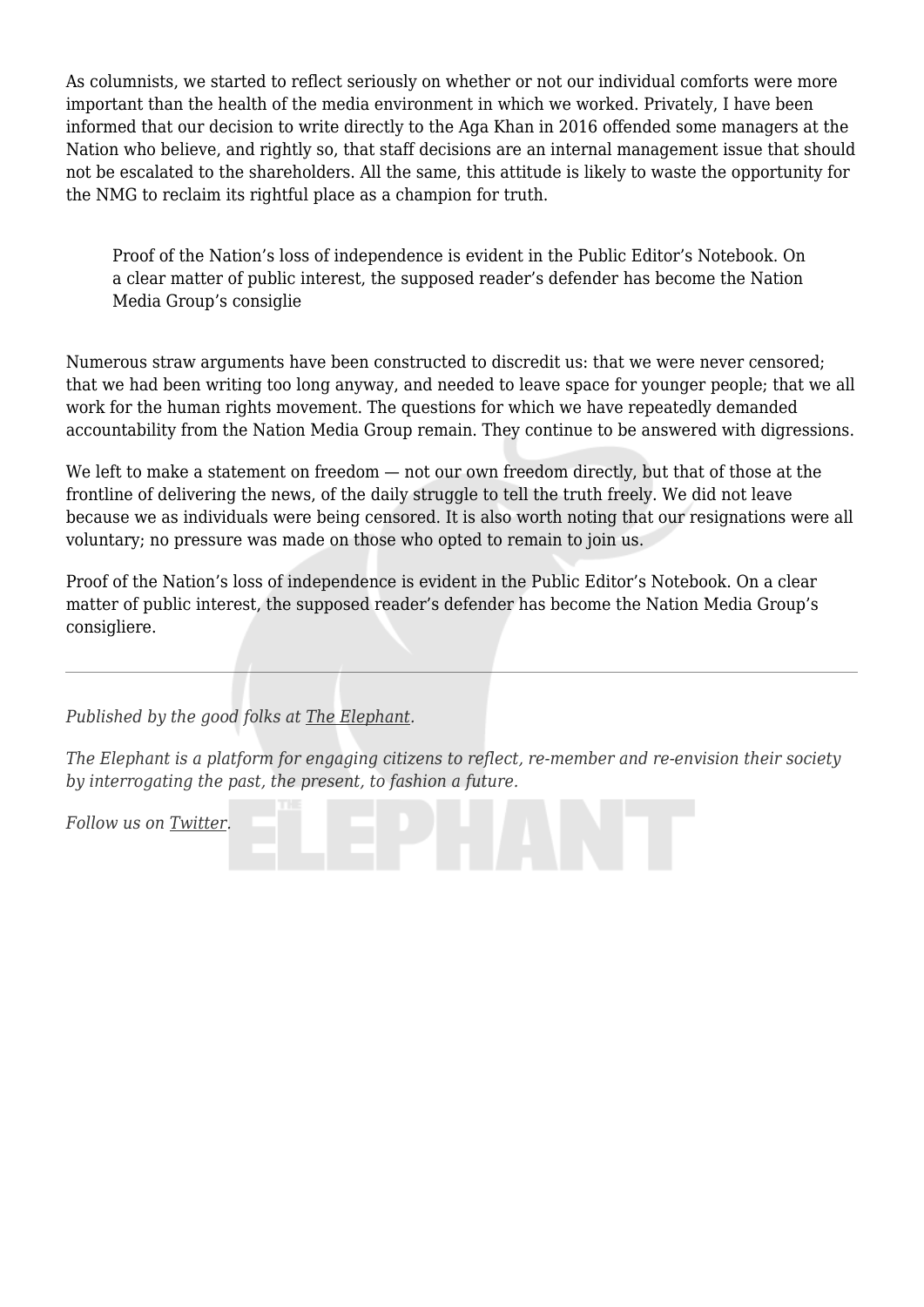As columnists, we started to reflect seriously on whether or not our individual comforts were more important than the health of the media environment in which we worked. Privately, I have been informed that our decision to write directly to the Aga Khan in 2016 offended some managers at the Nation who believe, and rightly so, that staff decisions are an internal management issue that should not be escalated to the shareholders. All the same, this attitude is likely to waste the opportunity for the NMG to reclaim its rightful place as a champion for truth.

> Proof of the Nation's loss of independence is evident in the Public Editor's Notebook. On a clear matter of public interest, the supposed reader's defender has become the Nation Media Group's consiglie

Numerous straw arguments have been constructed to discredit us: that we were never censored; that we had been writing too long anyway, and needed to leave space for younger people; that we all work for the human rights movement. The questions for which we have repeatedly demanded accountability from the Nation Media Group remain. They continue to be answered with digressions.

We left to make a statement on freedom — not our own freedom directly, but that of those at the frontline of delivering the news, of the daily struggle to tell the truth freely. We did not leave because we as individuals were being censored. It is also worth noting that our resignations were all voluntary; no pressure was made on those who opted to remain to join us.

Proof of the Nation's loss of independence is evident in the Public Editor's Notebook. On a clear matter of public interest, the supposed reader's defender has become the Nation Media Group's consigliere.

---

*Published by the good folks at The Elephant.*

*The Elephant is a platform for engaging citizens to reflect, re-member and re-envision their society by interrogating the past, the present, to fashion a future.*

*Follow us on Twitter.*